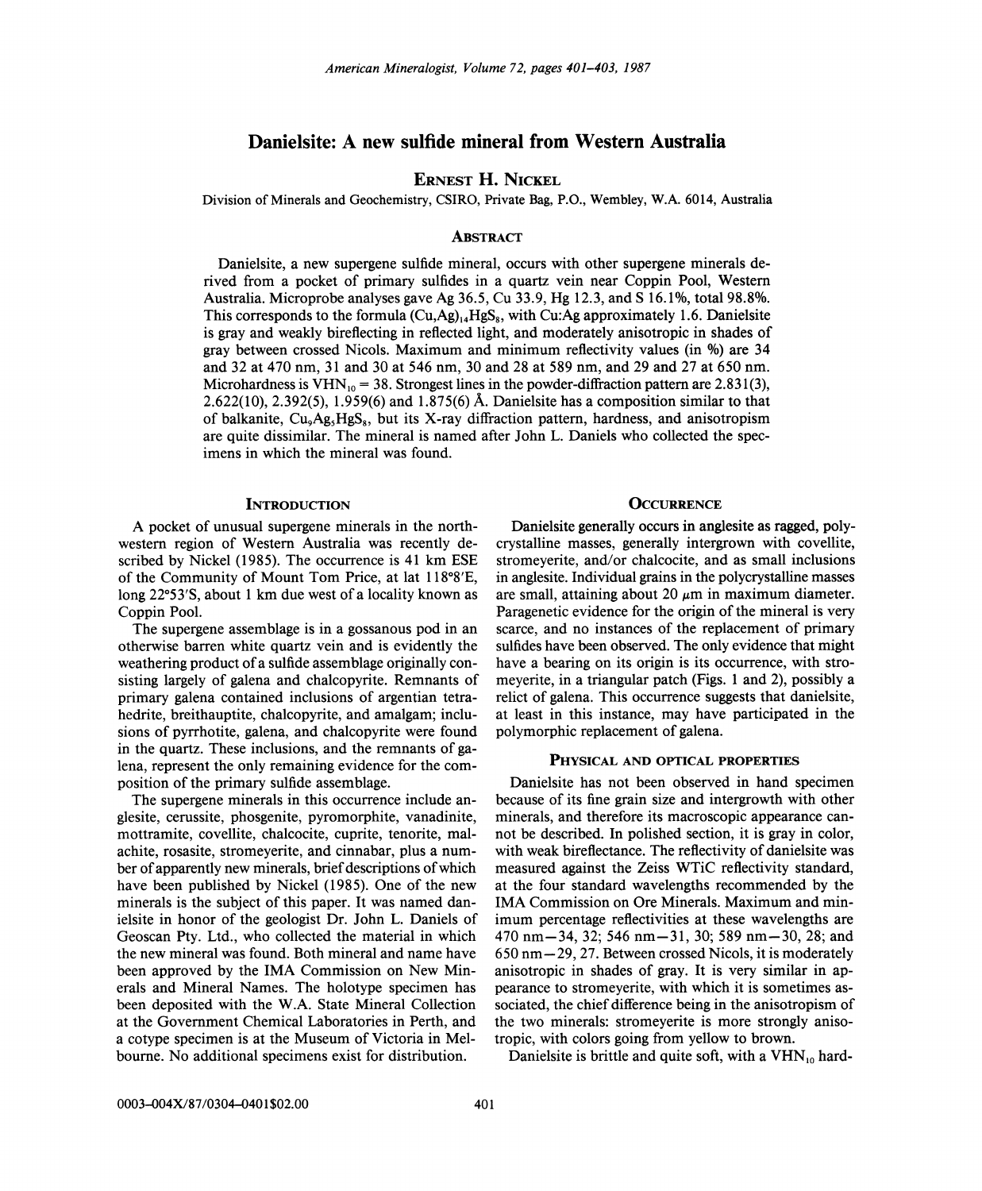# Danielsite: A new sulfide mineral from Western Australia

**Ernest H. Nickel**

Division of Minerals and Geochemistry, CSIRO, Private Bag, P.O., Wembley, W.A. 6014, Australia

## Abstract

Danielsite, a new supergene sulfide mineral, occurs with other supergene minerals derived from a pocket of primary sulfides in a quartz vein near Coppin Pool, Western Australia. Microprobe analyses gave Ag 36.5, Cu 33.9, Hg 12.3, and S 16.1%, total 98.8%. This corresponds to the formula $(Cu,Ag)_{14}HgS_8$, with Cu:Ag approximately 1.6. Danielsite is gray and weakly bireflecting in reflected light, and moderately anisotropic in shades of gray between crossed Nicols. Maximum and minimum reflectivity values (in %) are 34 and 32 at 470 nm, 31 and 30 at 546 nm, 30 and 28 at 589 nm, and 29 and 27 at 650 nm. Microhardness is $VHN_{10} = 38$. Strongest lines in the powder-diffraction pattern are 2.831(3), 2.622(10), 2.392(5), 1.959(6) and 1.875(6) Å. Danielsite has a composition similar to that of balkanite, $Cu_9Ag_5HgS_8$, but its X-ray diffraction pattern, hardness, and anisotropism are quite dissimilar. The mineral is named after John L. Daniels who collected the specimens in which the mineral was found.

## Introduction

A pocket of unusual supergene minerals in the northwestern region of Western Australia was recently described by Nickel (1985). The occurrence is 41 km ESE of the Community of Mount Tom Price, at lat 118°8′E, long 22°53′S, about 1 km due west of a locality known as Coppin Pool.

The supergene assemblage is in a gossanous pod in an otherwise barren white quartz vein and is evidently the weathering product of a sulfide assemblage originally consisting largely of galena and chalcopyrite. Remnants of primary galena contained inclusions of argentian tetrahedrite, breithauptite, chalcopyrite, and amalgam; inclusions of pyrrhotite, galena, and chalcopyrite were found in the quartz. These inclusions, and the remnants of galena, represent the only remaining evidence for the composition of the primary sulfide assemblage.

The supergene minerals in this occurrence include anglesite, cerussite, phosgenite, pyromorphite, vanadinite, mottramite, covellite, chalcocite, cuprite, tenorite, malachite, rosasite, stromeyerite, and cinnabar, plus a number of apparently new minerals, brief descriptions of which have been published by Nickel (1985). One of the new minerals is the subject of this paper. It was named danielsite in honor of the geologist Dr. John L. Daniels of Geoscan Pty. Ltd., who collected the material in which the new mineral was found. Both mineral and name have been approved by the IMA Commission on New Minerals and Mineral Names. The holotype specimen has been deposited with the W.A. State Mineral Collection at the Government Chemical Laboratories in Perth, and a cotype specimen is at the Museum of Victoria in Melbourne. No additional specimens exist for distribution.

## Occurrence

Danielsite generally occurs in anglesite as ragged, polycrystalline masses, generally intergrown with covellite, stromeyerite, and/or chalcocite, and as small inclusions in anglesite. Individual grains in the polycrystalline masses are small, attaining about 20 μm in maximum diameter. Paragenetic evidence for the origin of the mineral is very scarce, and no instances of the replacement of primary sulfides have been observed. The only evidence that might have a bearing on its origin is its occurrence, with stromeyerite, in a triangular patch (Figs. 1 and 2), possibly a relict of galena. This occurrence suggests that danielsite, at least in this instance, may have participated in the polymorphic replacement of galena.

## Physical and optical properties

Danielsite has not been observed in hand specimen because of its fine grain size and intergrowth with other minerals, and therefore its macroscopic appearance cannot be described. In polished section, it is gray in color, with weak bireflectance. The reflectivity of danielsite was measured against the Zeiss WTiC reflectivity standard, at the four standard wavelengths recommended by the IMA Commission on Ore Minerals. Maximum and minimum percentage reflectivities at these wavelengths are 470 nm—34, 32; 546 nm—31, 30; 589 nm—30, 28; and 650 nm—29, 27. Between crossed Nicols, it is moderately anisotropic in shades of gray. It is very similar in appearance to stromeyerite, with which it is sometimes associated, the chief difference being in the anisotropism of the two minerals: stromeyerite is more strongly anisotropic, with colors going from yellow to brown.

Danielsite is brittle and quite soft, with a $VHN_{10}$ hard-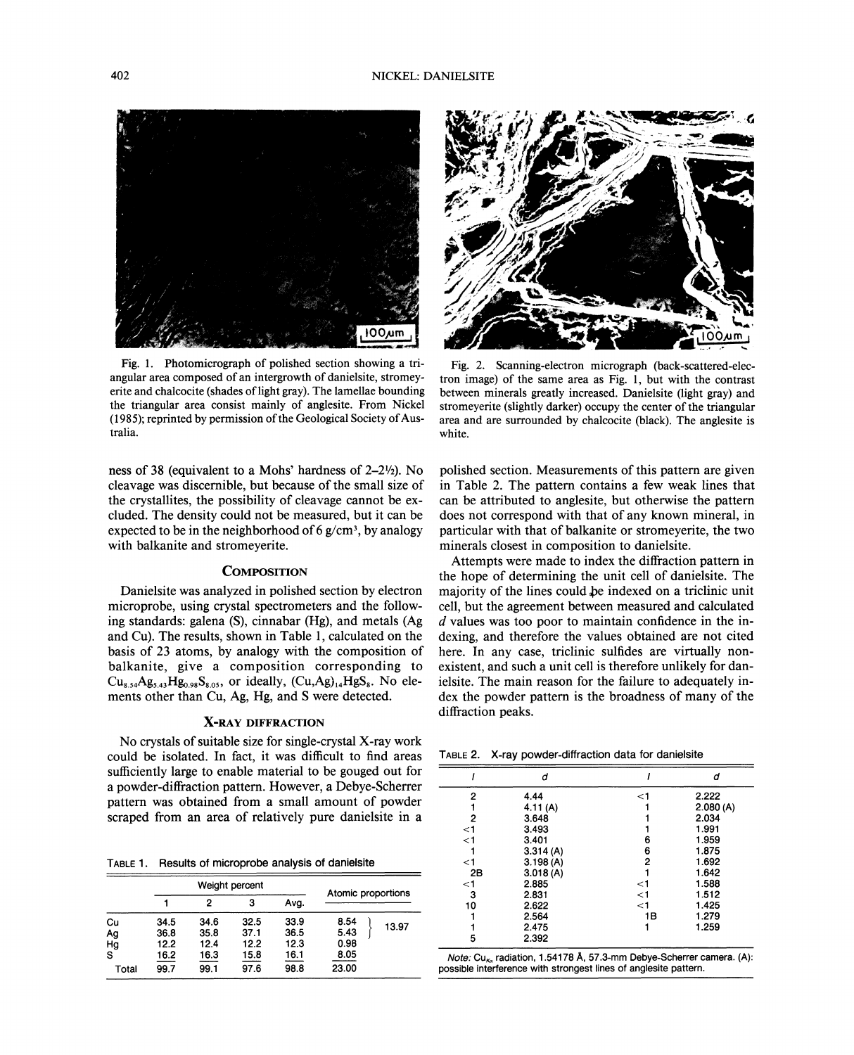Fig. 1. Photomicrograph of polished section showing a triangular area composed of an intergrowth of danielsite, stromeyerite and chalcocite (shades of light gray). The lamellae bounding the triangular area consist mainly of anglesite. From Nickel (1985); reprinted by permission of the Geological Society of Australia.

Fig. 2. Scanning-electron micrograph (back-scattered-electron image) of the same area as Fig. 1, but with the contrast between minerals greatly increased. Danielsite (light gray) and stromeyerite (slightly darker) occupy the center of the triangular area and are surrounded by chalcocite (black). The anglesite is white.

ness of 38 (equivalent to a Mohs' hardness of 2–2½). No cleavage was discernible, but because of the small size of the crystallites, the possibility of cleavage cannot be excluded. The density could not be measured, but it can be expected to be in the neighborhood of 6 $g/cm^3$, by analogy with balkanite and stromeyerite.

## Composition

Danielsite was analyzed in polished section by electron microprobe, using crystal spectrometers and the following standards: galena (S), cinnabar (Hg), and metals (Ag and Cu). The results, shown in Table 1, calculated on the basis of 23 atoms, by analogy with the composition of balkanite, give a composition corresponding to $Cu_{8.54}Ag_{5.43}Hg_{0.98}S_{8.05}$, or ideally, $(Cu,Ag)_{14}HgS_8$. No elements other than Cu, Ag, Hg, and S were detected.

## X-ray diffraction

No crystals of suitable size for single-crystal X-ray work could be isolated. In fact, it was difficult to find areas sufficiently large to enable material to be gouged out for a powder-diffraction pattern. However, a Debye-Scherrer pattern was obtained from a small amount of powder scraped from an area of relatively pure danielsite in a polished section. Measurements of this pattern are given in Table 2. The pattern contains a few weak lines that can be attributed to anglesite, but otherwise the pattern does not correspond with that of any known mineral, in particular with that of balkanite or stromeyerite, the two minerals closest in composition to danielsite.

Attempts were made to index the diffraction pattern in the hope of determining the unit cell of danielsite. The majority of the lines could be indexed on a triclinic unit cell, but the agreement between measured and calculated *d* values was too poor to maintain confidence in the indexing, and therefore the values obtained are not cited here. In any case, triclinic sulfides are virtually nonexistent, and such a unit cell is therefore unlikely for danielsite. The main reason for the failure to adequately index the powder pattern is the broadness of many of the diffraction peaks.

Table 1. Results of microprobe analysis of danielsite

| | Weight percent | | | | Atomic proportions | |
|---|---|---|---|---|---|---|
| | 1 | 2 | 3 | Avg. | | |
| Cu | 34.5 | 34.6 | 32.5 | 33.9 | 8.54 | 13.97 |
| Ag | 36.8 | 35.8 | 37.1 | 36.5 | 5.43 | |
| Hg | 12.2 | 12.4 | 12.2 | 12.3 | 0.98 | |
| S | 16.2 | 16.3 | 15.8 | 16.1 | 8.05 | |
| Total | 99.7 | 99.1 | 97.6 | 98.8 | 23.00 | |

Table 2. X-ray powder-diffraction data for danielsite

| *I* | *d* | *I* | *d* |
|---|---|---|---|
| 2 | 4.44 | <1 | 2.222 |
| 1 | 4.11 (A) | 1 | 2.080 (A) |
| 2 | 3.648 | 1 | 2.034 |
| <1 | 3.493 | 1 | 1.991 |
| <1 | 3.401 | 6 | 1.959 |
| 1 | 3.314 (A) | 6 | 1.875 |
| <1 | 3.198 (A) | 2 | 1.692 |
| 2B | 3.018 (A) | 1 | 1.642 |
| <1 | 2.885 | <1 | 1.588 |
| 3 | 2.831 | <1 | 1.512 |
| 10 | 2.622 | <1 | 1.425 |
| 1 | 2.564 | 1B | 1.279 |
| 1 | 2.475 | 1 | 1.259 |
| 5 | 2.392 | | |

*Note:* $CuK_\alpha$ radiation, 1.54178 Å, 57.3-mm Debye-Scherrer camera. (A): possible interference with strongest lines of anglesite pattern.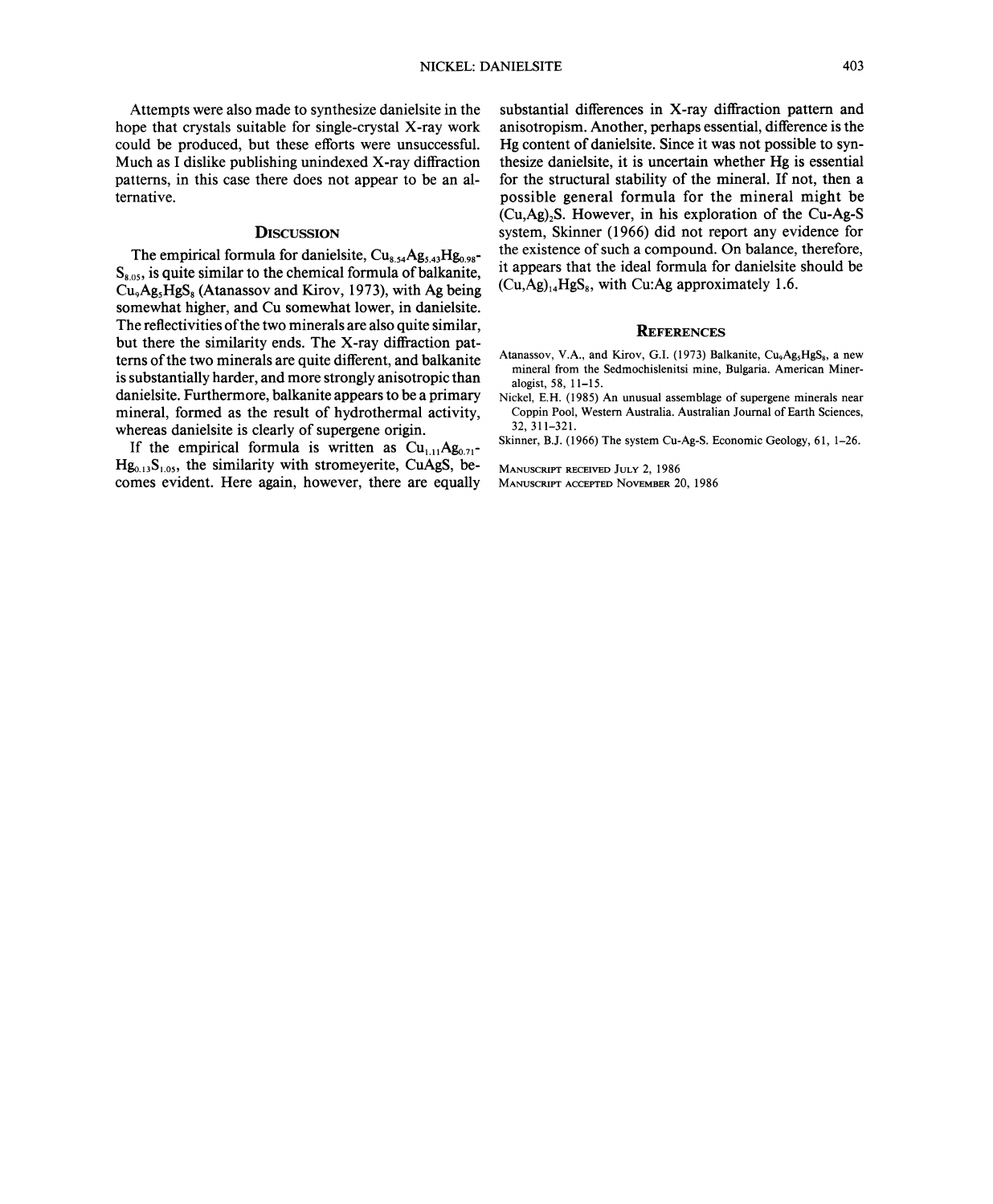Attempts were also made to synthesize danielsite in the hope that crystals suitable for single-crystal X-ray work could be produced, but these efforts were unsuccessful. Much as I dislike publishing unindexed X-ray diffraction patterns, in this case there does not appear to be an alternative.

## Discussion

The empirical formula for danielsite, $Cu_{8.54}Ag_{5.43}Hg_{0.98}S_{8.05}$, is quite similar to the chemical formula of balkanite, $Cu_9Ag_5HgS_8$ (Atanassov and Kirov, 1973), with Ag being somewhat higher, and Cu somewhat lower, in danielsite. The reflectivities of the two minerals are also quite similar, but there the similarity ends. The X-ray diffraction patterns of the two minerals are quite different, and balkanite is substantially harder, and more strongly anisotropic than danielsite. Furthermore, balkanite appears to be a primary mineral, formed as the result of hydrothermal activity, whereas danielsite is clearly of supergene origin.

If the empirical formula is written as $Cu_{1.11}Ag_{0.71}Hg_{0.13}S_{1.05}$, the similarity with stromeyerite, CuAgS, becomes evident. Here again, however, there are equally substantial differences in X-ray diffraction pattern and anisotropism. Another, perhaps essential, difference is the Hg content of danielsite. Since it was not possible to synthesize danielsite, it is uncertain whether Hg is essential for the structural stability of the mineral. If not, then a possible general formula for the mineral might be $(Cu,Ag)_2S$. However, in his exploration of the Cu-Ag-S system, Skinner (1966) did not report any evidence for the existence of such a compound. On balance, therefore, it appears that the ideal formula for danielsite should be $(Cu,Ag)_{14}HgS_8$, with Cu:Ag approximately 1.6.

## References

Atanassov, V.A., and Kirov, G.I. (1973) Balkanite, $Cu_9Ag_5HgS_8$, a new mineral from the Sedmochislenitsi mine, Bulgaria. American Mineralogist, 58, 11–15.

Nickel, E.H. (1985) An unusual assemblage of supergene minerals near Coppin Pool, Western Australia. Australian Journal of Earth Sciences, 32, 311–321.

Skinner, B.J. (1966) The system Cu-Ag-S. Economic Geology, 61, 1–26.

Manuscript received July 2, 1986
Manuscript accepted November 20, 1986